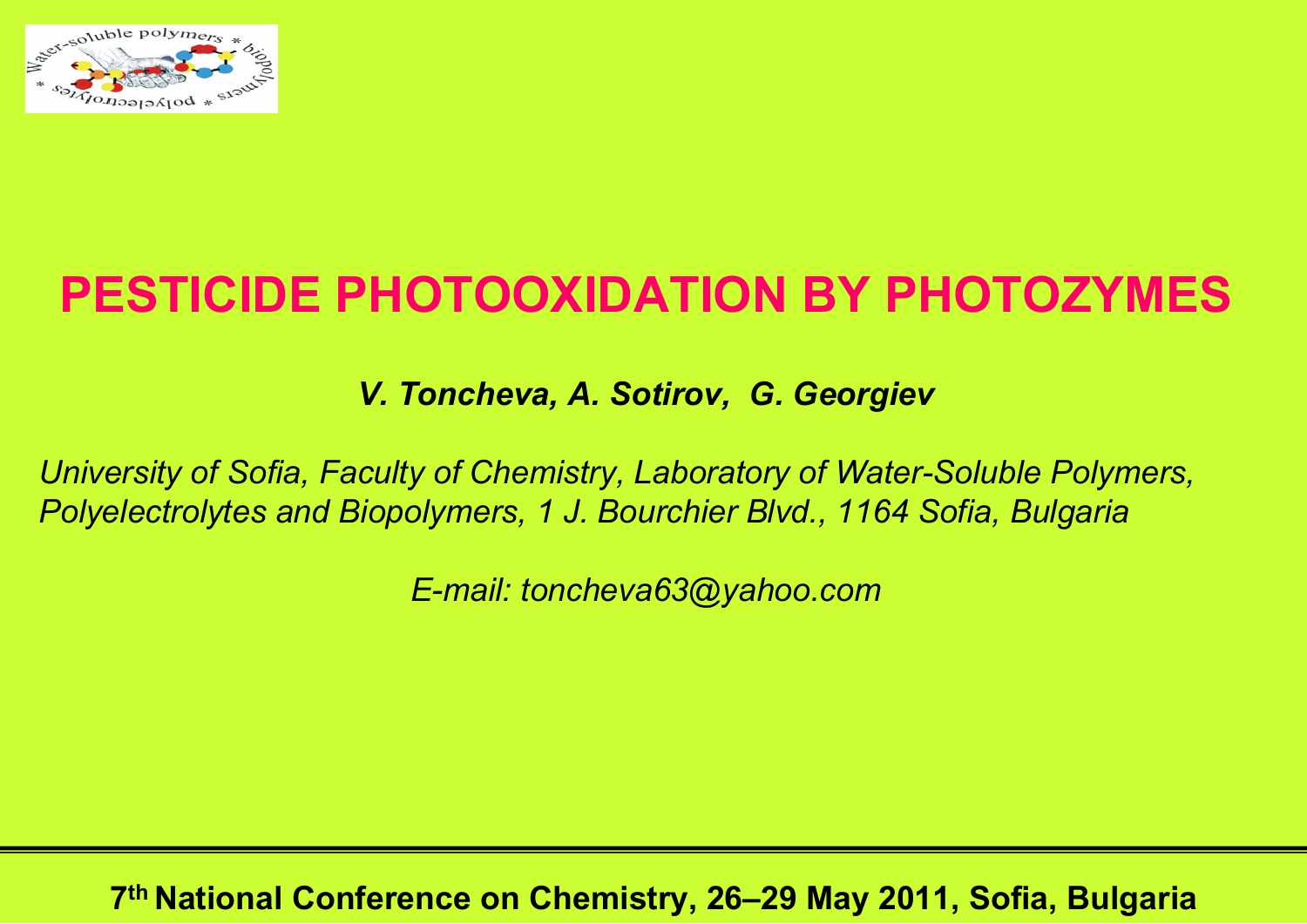# PESTICIDE PHOTOOXIDATION BY PHOTOZYMES

***V. Toncheva, A. Sotirov, G. Georgiev***

*University of Sofia, Faculty of Chemistry, Laboratory of Water-Soluble Polymers, Polyelectrolytes and Biopolymers, 1 J. Bourchier Blvd., 1164 Sofia, Bulgaria*

*E-mail: toncheva63@yahoo.com*

**7th National Conference on Chemistry, 26–29 May 2011, Sofia, Bulgaria**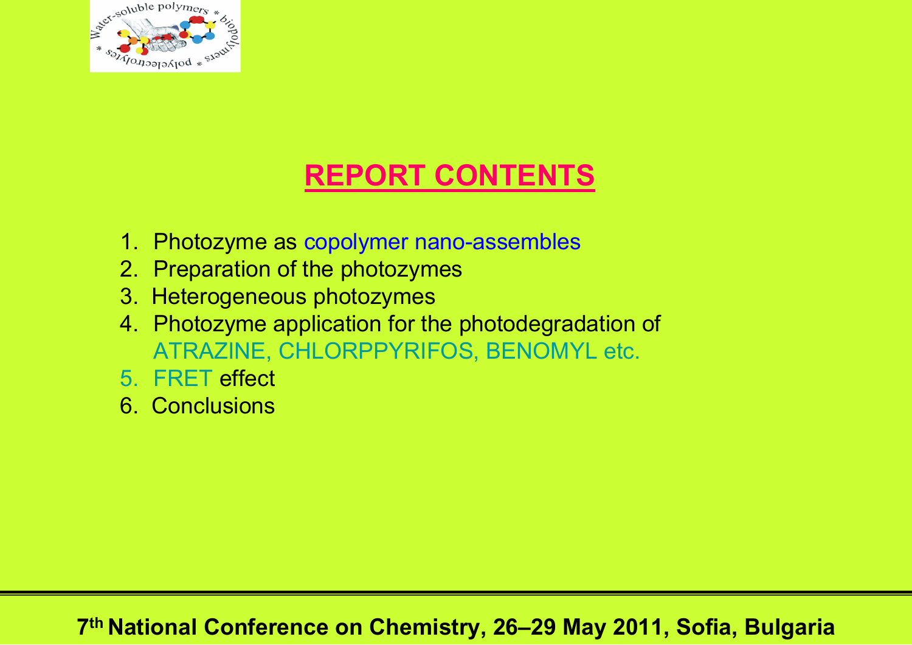# REPORT CONTENTS

1. Photozyme as copolymer nano-assembles
2. Preparation of the photozymes
3. Heterogeneous photozymes
4. Photozyme application for the photodegradation of ATRAZINE, CHLORPPYRIFOS, BENOMYL etc.
5. FRET effect
6. Conclusions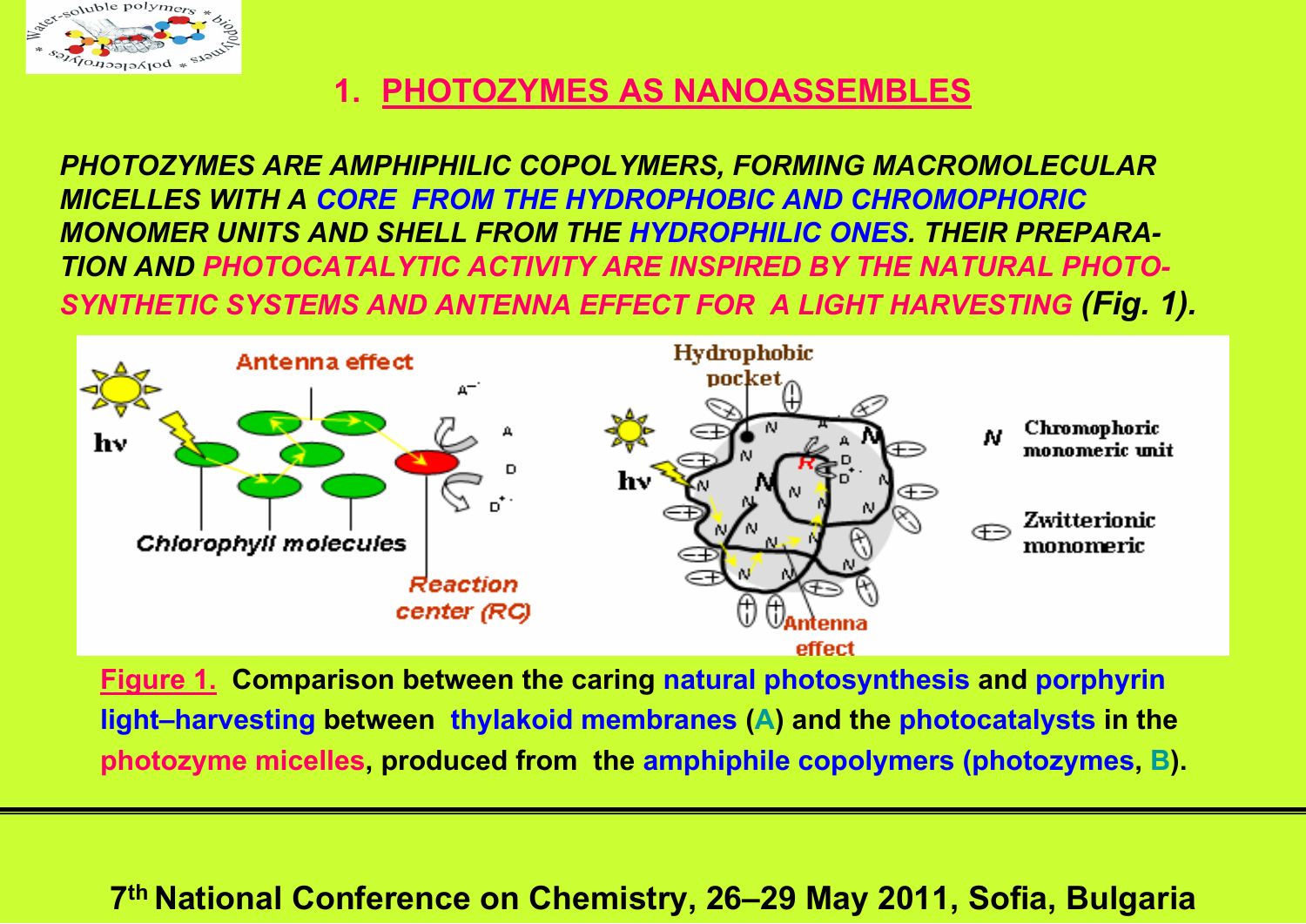# 1. PHOTOZYMES AS NANOASSEMBLES

***PHOTOZYMES ARE AMPHIPHILIC COPOLYMERS, FORMING MACROMOLECULAR MICELLES WITH A CORE FROM THE HYDROPHOBIC AND CHROMOPHORIC MONOMER UNITS AND SHELL FROM THE HYDROPHILIC ONES. THEIR PREPARATION AND PHOTOCATALYTIC ACTIVITY ARE INSPIRED BY THE NATURAL PHOTOSYNTHETIC SYSTEMS AND ANTENNA EFFECT FOR A LIGHT HARVESTING (Fig. 1).***

**Figure 1.** **Comparison between the caring natural photosynthesis and porphyrin light–harvesting between thylakoid membranes (A) and the photocatalysts in the photozyme micelles, produced from the amphiphile copolymers (photozymes, B).**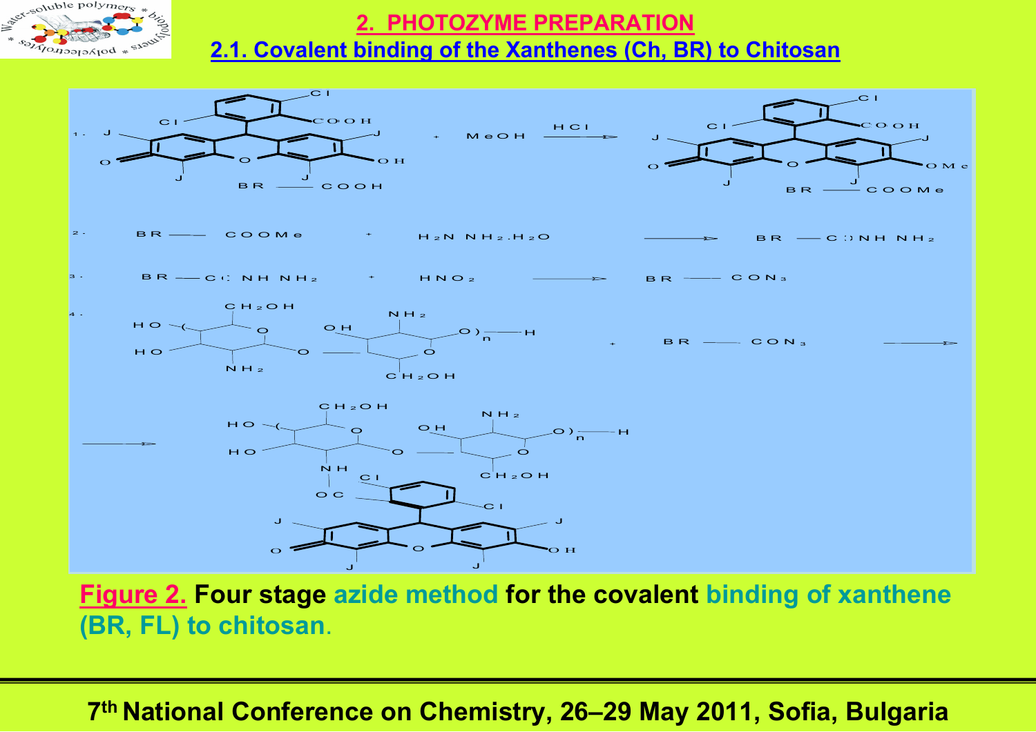## 2. PHOTOZYME PREPARATION

### 2.1. Covalent binding of the Xanthenes (Ch, BR) to Chitosan

1. BR — COOH + MeOH $\xrightarrow{HCl}$ BR — COOMe

2. BR — COOMe + $H_2N\ NH_2 \cdot H_2O$ ⟶ BR — CONH $NH_2$

3. BR — CONH $NH_2$ + $HNO_2$ ⟶ BR — $CON_3$

4. Chitosan + BR — $CON_3$ ⟶ Chitosan–NH–OC–BR

**Figure 2.** Four stage azide method for the covalent binding of xanthene (BR, FL) to chitosan.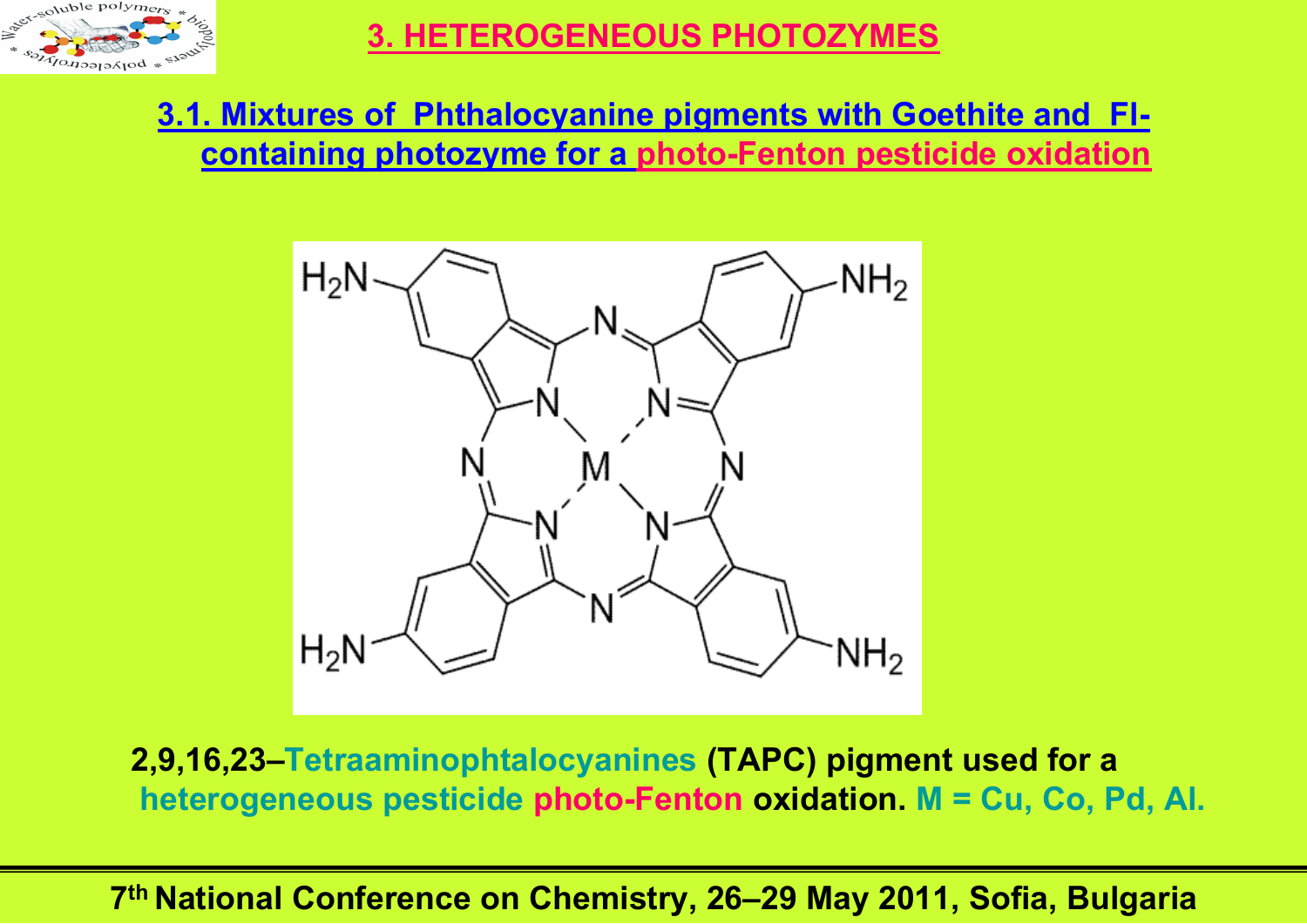# 3. HETEROGENEOUS PHOTOZYMES

## 3.1. Mixtures of Phthalocyanine pigments with Goethite and Fl-containing photozyme for a photo-Fenton pesticide oxidation

**2,9,16,23–Tetraaminophtalocyanines (TAPC) pigment used for a heterogeneous pesticide photo-Fenton oxidation. M = Cu, Co, Pd, Al.**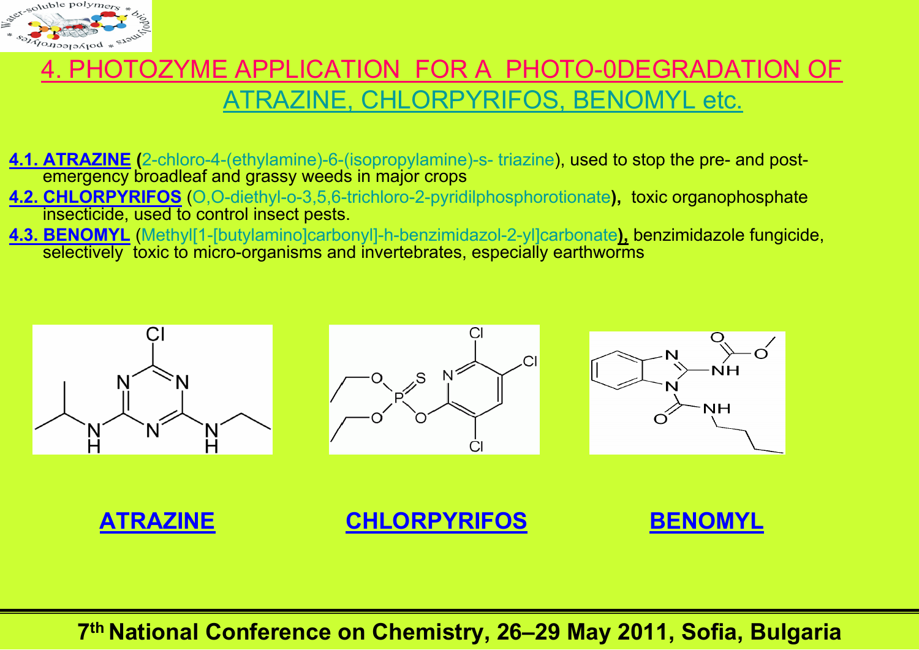# 4. PHOTOZYME APPLICATION FOR A PHOTO-0DEGRADATION OF ATRAZINE, CHLORPYRIFOS, BENOMYL etc.

**4.1. ATRAZINE** (2-chloro-4-(ethylamine)-6-(isopropylamine)-s- triazine), used to stop the pre- and post-emergency broadleaf and grassy weeds in major crops

**4.2. CHLORPYRIFOS** (O,O-diethyl-o-3,5,6-trichloro-2-pyridilphosphorotionate), toxic organophosphate insecticide, used to control insect pests.

**4.3. BENOMYL** (Methyl[1-[butylamino]carbonyl]-h-benzimidazol-2-yl]carbonate), benzimidazole fungicide, selectively toxic to micro-organisms and invertebrates, especially earthworms

**ATRAZINE** **CHLORPYRIFOS** **BENOMYL**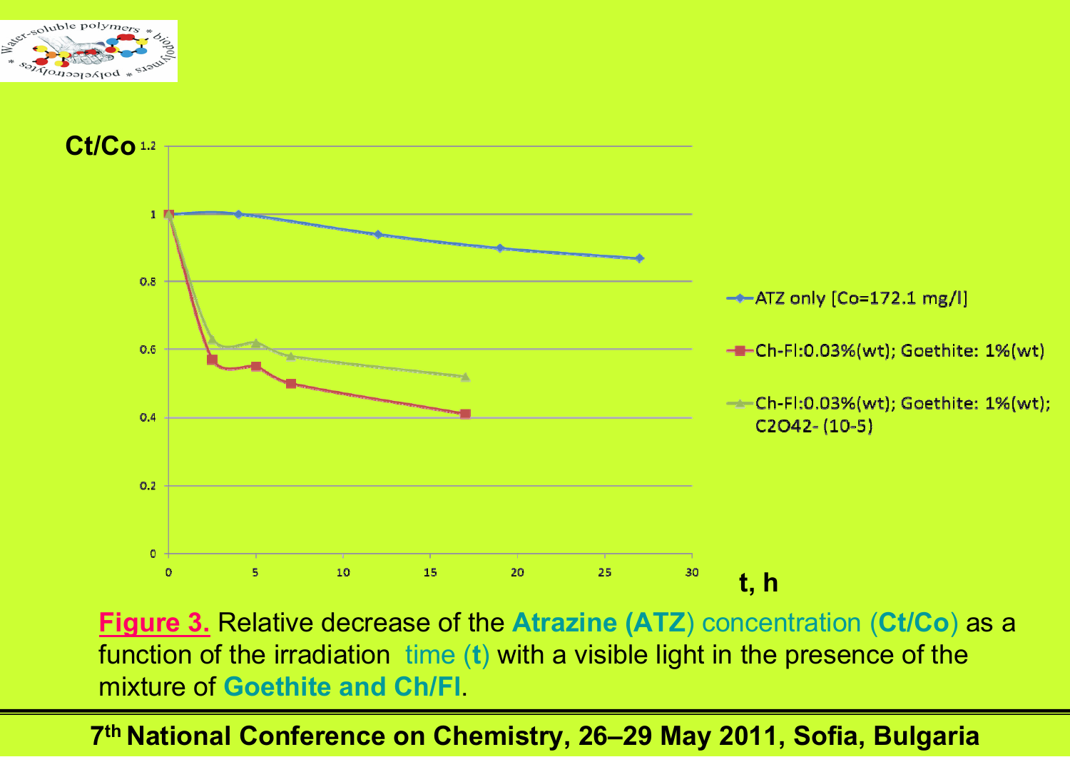**Figure 3.** Relative decrease of the **Atrazine (ATZ)** concentration (**Ct/Co**) as a function of the irradiation time (**t**) with a visible light in the presence of the mixture of **Goethite and Ch/Fl**.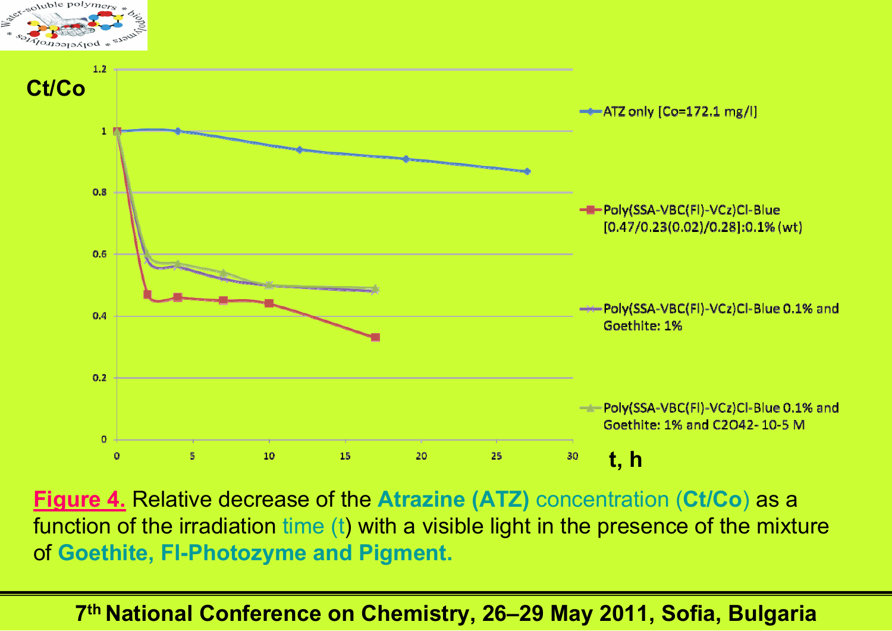Ct/Co

| t, h | ATZ only [Co=172.1 mg/l] | Poly(SSA-VBC(Fl)-VCz)Cl-Blue [0.47/0.23(0.02)/0.28]:0.1% (wt) | Poly(SSA-VBC(Fl)-VCz)Cl-Blue 0.1% and Goethite: 1% | Poly(SSA-VBC(Fl)-VCz)Cl-Blue 0.1% and Goethite: 1% and C2O42- 10-5 M |
|---|---|---|---|---|

**Figure 4.** Relative decrease of the **Atrazine (ATZ)** concentration (**Ct/Co**) as a function of the irradiation time (t) with a visible light in the presence of the mixture of **Goethite, Fl-Photozyme and Pigment.**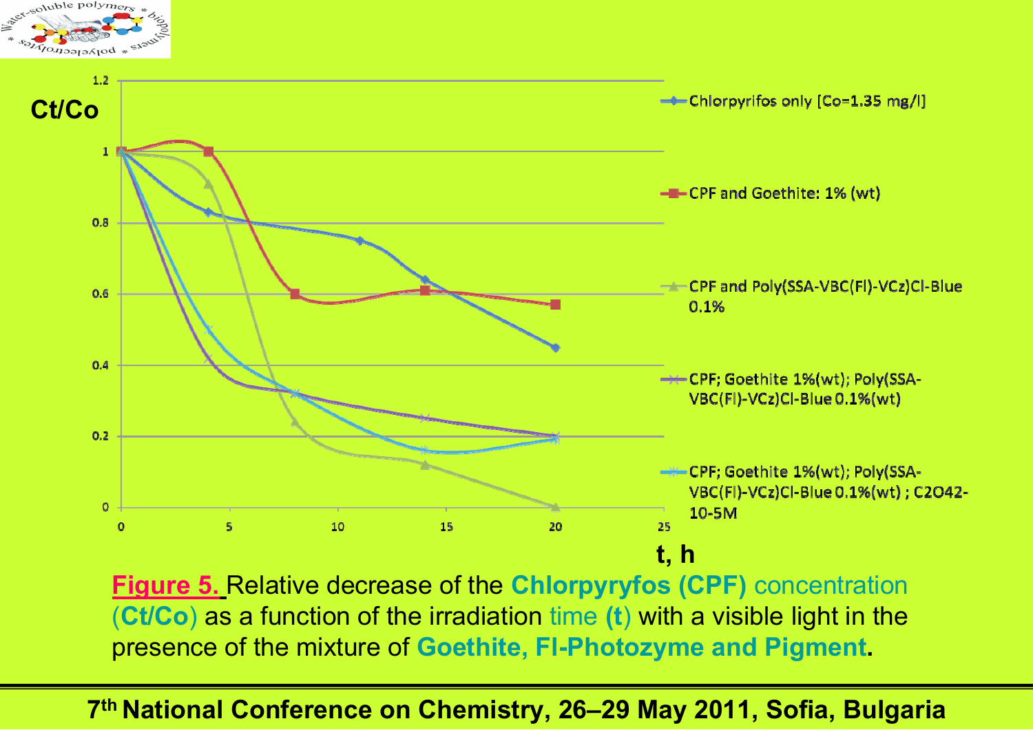Ct/Co

- Chlorpyrifos only [Co=1.35 mg/l]
- CPF and Goethite: 1% (wt)
- CPF and Poly(SSA-VBC(Fl)-VCz)Cl-Blue 0.1%
- CPF; Goethite 1%(wt); Poly(SSA-VBC(Fl)-VCz)Cl-Blue 0.1%(wt)
- CPF; Goethite 1%(wt); Poly(SSA-VBC(Fl)-VCz)Cl-Blue 0.1%(wt) ; C2O42- 10-5M

t, h

**Figure 5.** Relative decrease of the **Chlorpyryfos (CPF)** concentration (**Ct/Co**) as a function of the irradiation time (**t**) with a visible light in the presence of the mixture of **Goethite, Fl-Photozyme and Pigment**.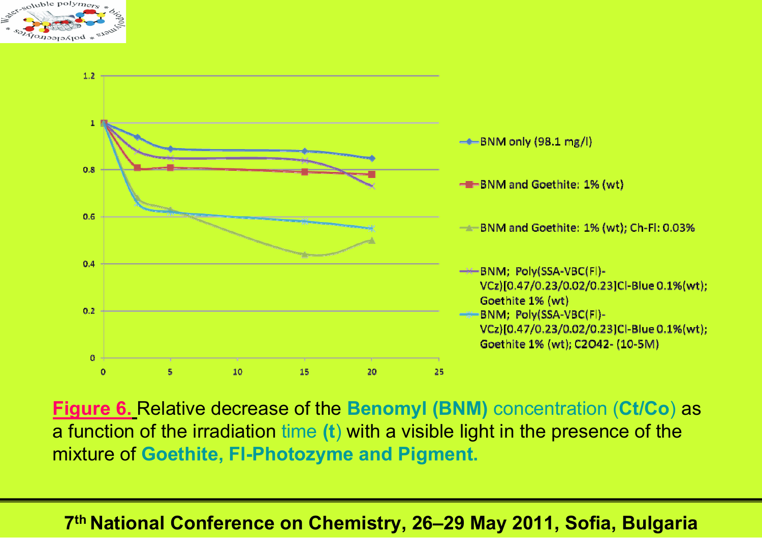| | 0 | 2.5 | 5 | 15 | 20 |
|---|---|---|---|---|---|
| BNM only (98.1 mg/l) | | | | | |
| BNM and Goethite: 1% (wt) | | | | | |
| BNM and Goethite: 1% (wt); Ch-Fl: 0.03% | | | | | |
| BNM; Poly(SSA-VBC(Fl)-VCz)[0.47/0.23/0.02/0.23]Cl-Blue 0.1%(wt); Goethite 1% (wt) | | | | | |
| BNM; Poly(SSA-VBC(Fl)-VCz)[0.47/0.23/0.02/0.23]Cl-Blue 0.1%(wt); Goethite 1% (wt); C2O42- (10-5M) | | | | | |

**Figure 6.** Relative decrease of the **Benomyl (BNM)** concentration (**Ct/Co**) as a function of the irradiation time **(t)** with a visible light in the presence of the mixture of **Goethite, Fl-Photozyme and Pigment.**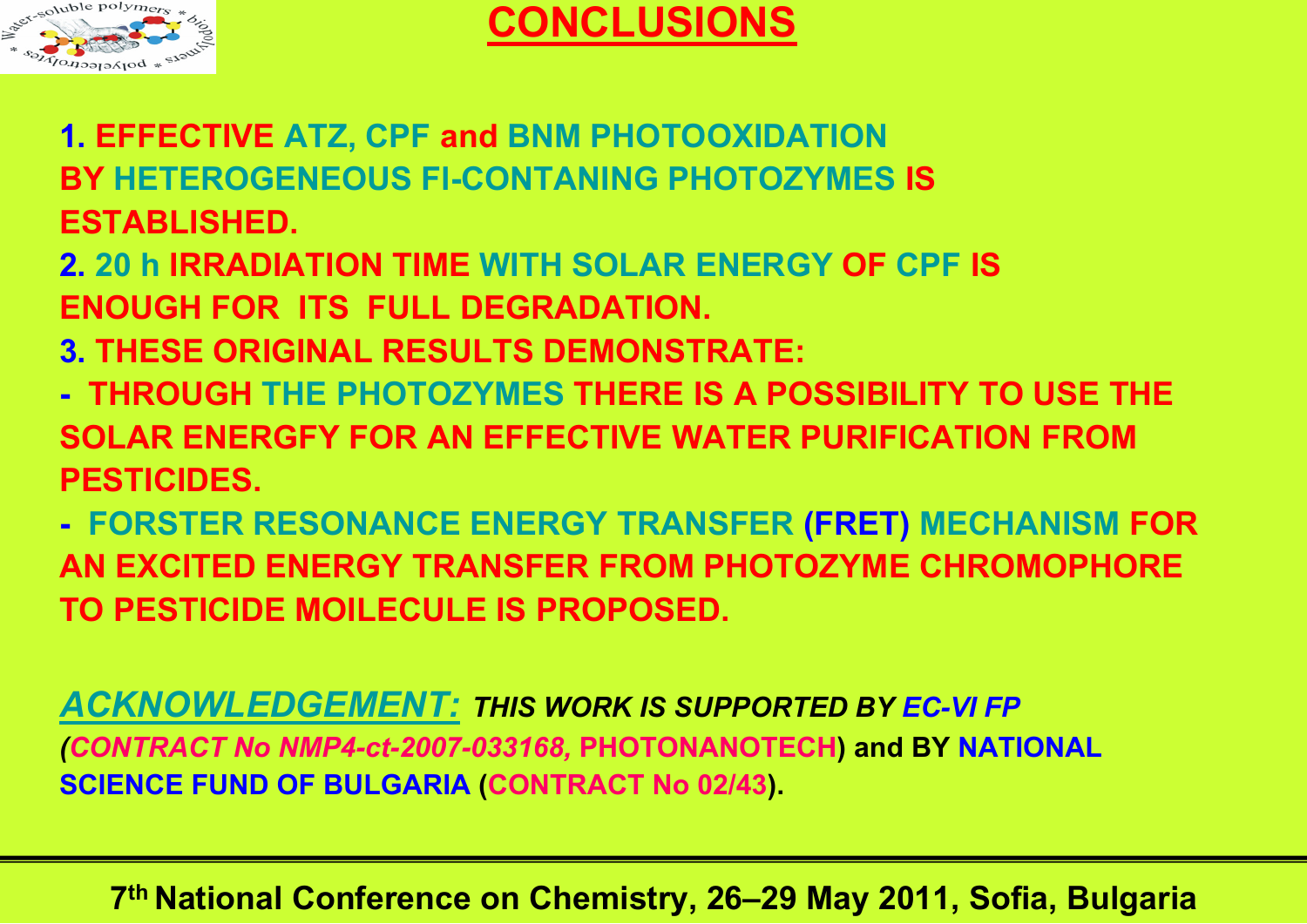# CONCLUSIONS

1. EFFECTIVE ATZ, CPF and BNM PHOTOOXIDATION BY HETEROGENEOUS FI-CONTANING PHOTOZYMES IS ESTABLISHED.
2. 20 h IRRADIATION TIME WITH SOLAR ENERGY OF CPF IS ENOUGH FOR ITS FULL DEGRADATION.
3. THESE ORIGINAL RESULTS DEMONSTRATE:
   - THROUGH THE PHOTOZYMES THERE IS A POSSIBILITY TO USE THE SOLAR ENERGFY FOR AN EFFECTIVE WATER PURIFICATION FROM PESTICIDES.
   - FORSTER RESONANCE ENERGY TRANSFER (FRET) MECHANISM FOR AN EXCITED ENERGY TRANSFER FROM PHOTOZYME CHROMOPHORE TO PESTICIDE MOILECULE IS PROPOSED.

***ACKNOWLEDGEMENT:*** ***THIS WORK IS SUPPORTED BY EC-VI FP (CONTRACT No NMP4-ct-2007-033168,*** **PHOTONANOTECH) and BY NATIONAL SCIENCE FUND OF BULGARIA (CONTRACT No 02/43).**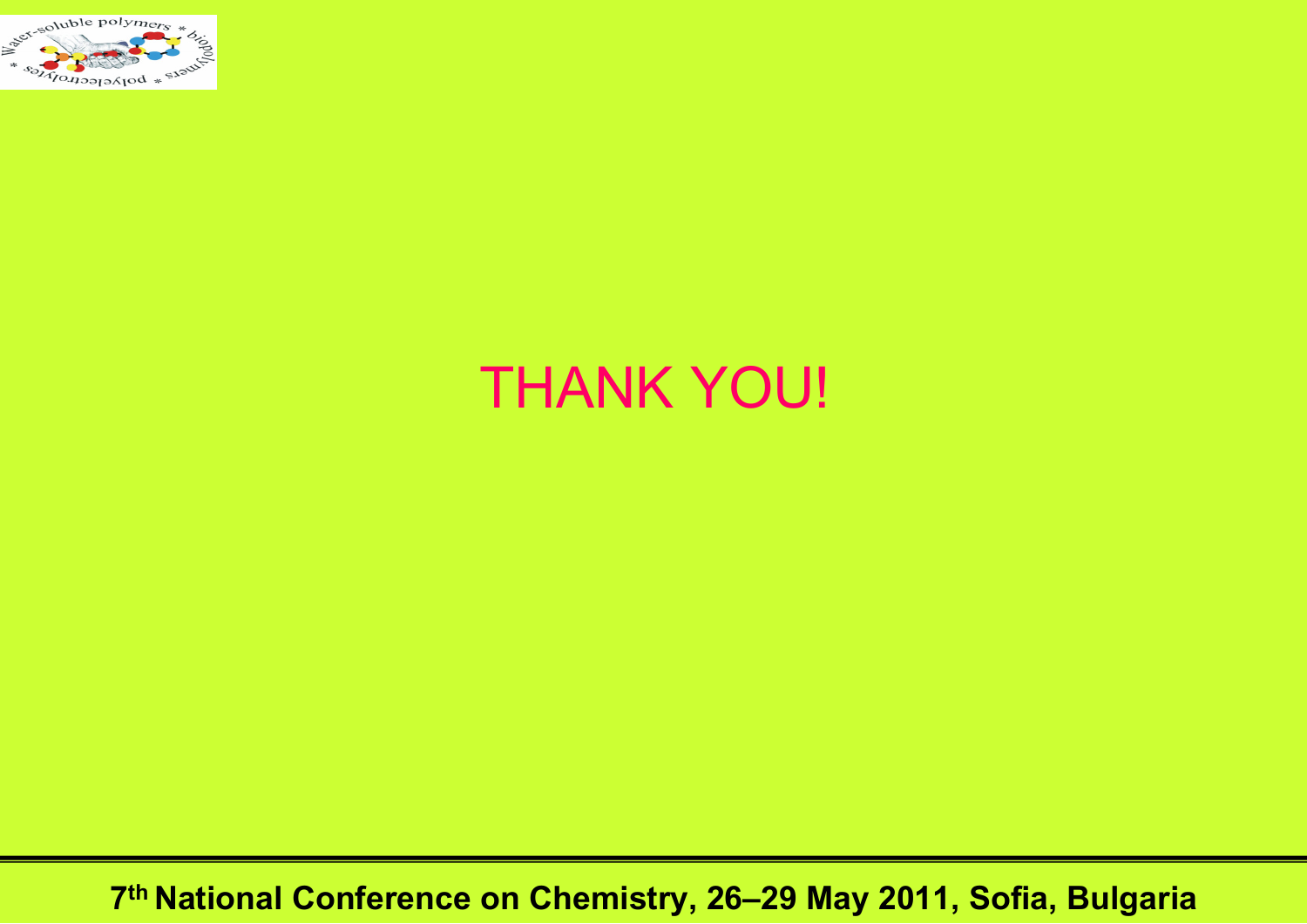THANK YOU!